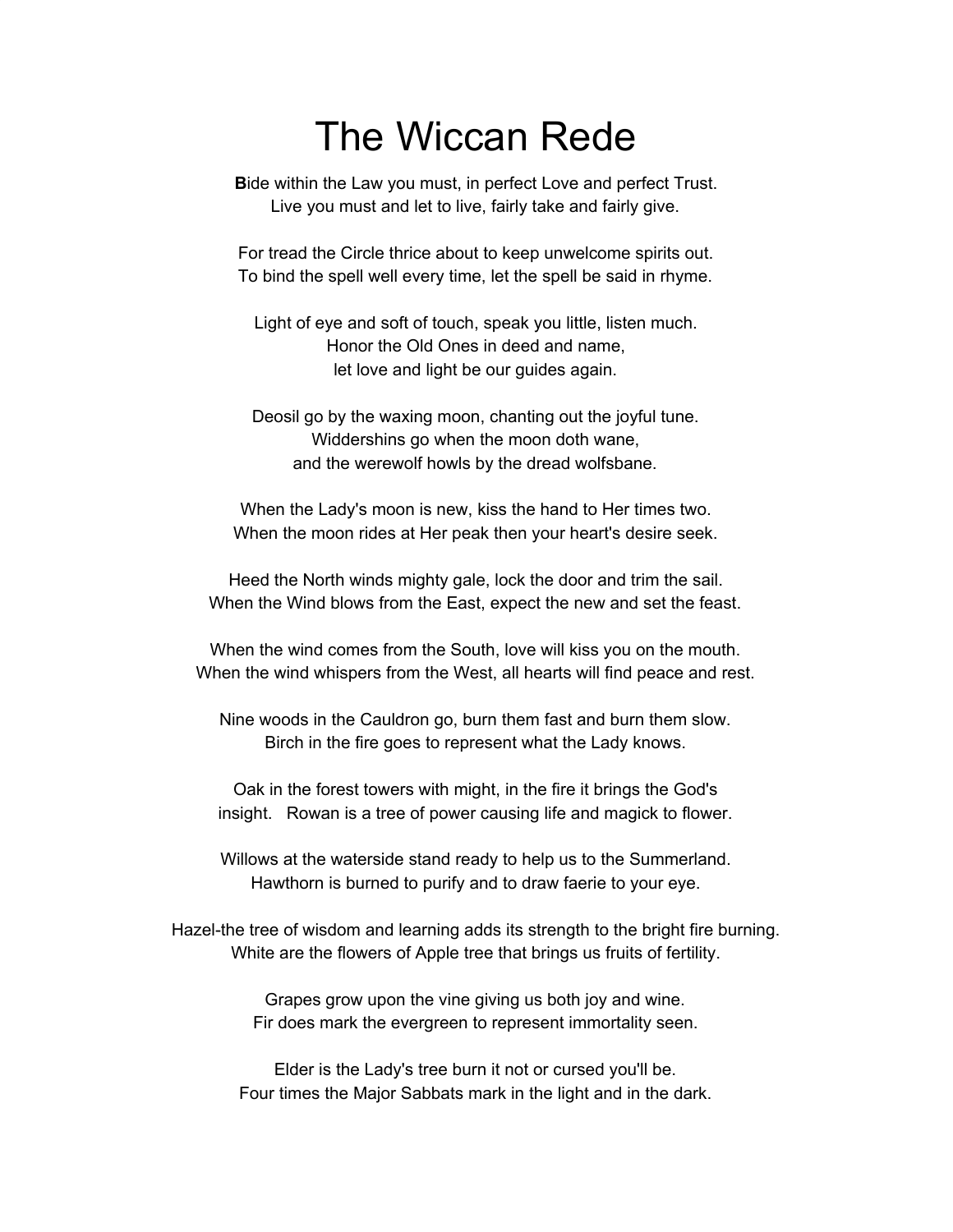# The Wiccan Rede

**B**ide within the Law you must, in perfect Love and perfect Trust.
Live you must and let to live, fairly take and fairly give.

For tread the Circle thrice about to keep unwelcome spirits out.
To bind the spell well every time, let the spell be said in rhyme.

Light of eye and soft of touch, speak you little, listen much.
Honor the Old Ones in deed and name,
let love and light be our guides again.

Deosil go by the waxing moon, chanting out the joyful tune.
Widdershins go when the moon doth wane,
and the werewolf howls by the dread wolfsbane.

When the Lady's moon is new, kiss the hand to Her times two.
When the moon rides at Her peak then your heart's desire seek.

Heed the North winds mighty gale, lock the door and trim the sail.
When the Wind blows from the East, expect the new and set the feast.

When the wind comes from the South, love will kiss you on the mouth.
When the wind whispers from the West, all hearts will find peace and rest.

Nine woods in the Cauldron go, burn them fast and burn them slow.
Birch in the fire goes to represent what the Lady knows.

Oak in the forest towers with might, in the fire it brings the God's
insight. Rowan is a tree of power causing life and magick to flower.

Willows at the waterside stand ready to help us to the Summerland.
Hawthorn is burned to purify and to draw faerie to your eye.

Hazel-the tree of wisdom and learning adds its strength to the bright fire burning.
White are the flowers of Apple tree that brings us fruits of fertility.

Grapes grow upon the vine giving us both joy and wine.
Fir does mark the evergreen to represent immortality seen.

Elder is the Lady's tree burn it not or cursed you'll be.
Four times the Major Sabbats mark in the light and in the dark.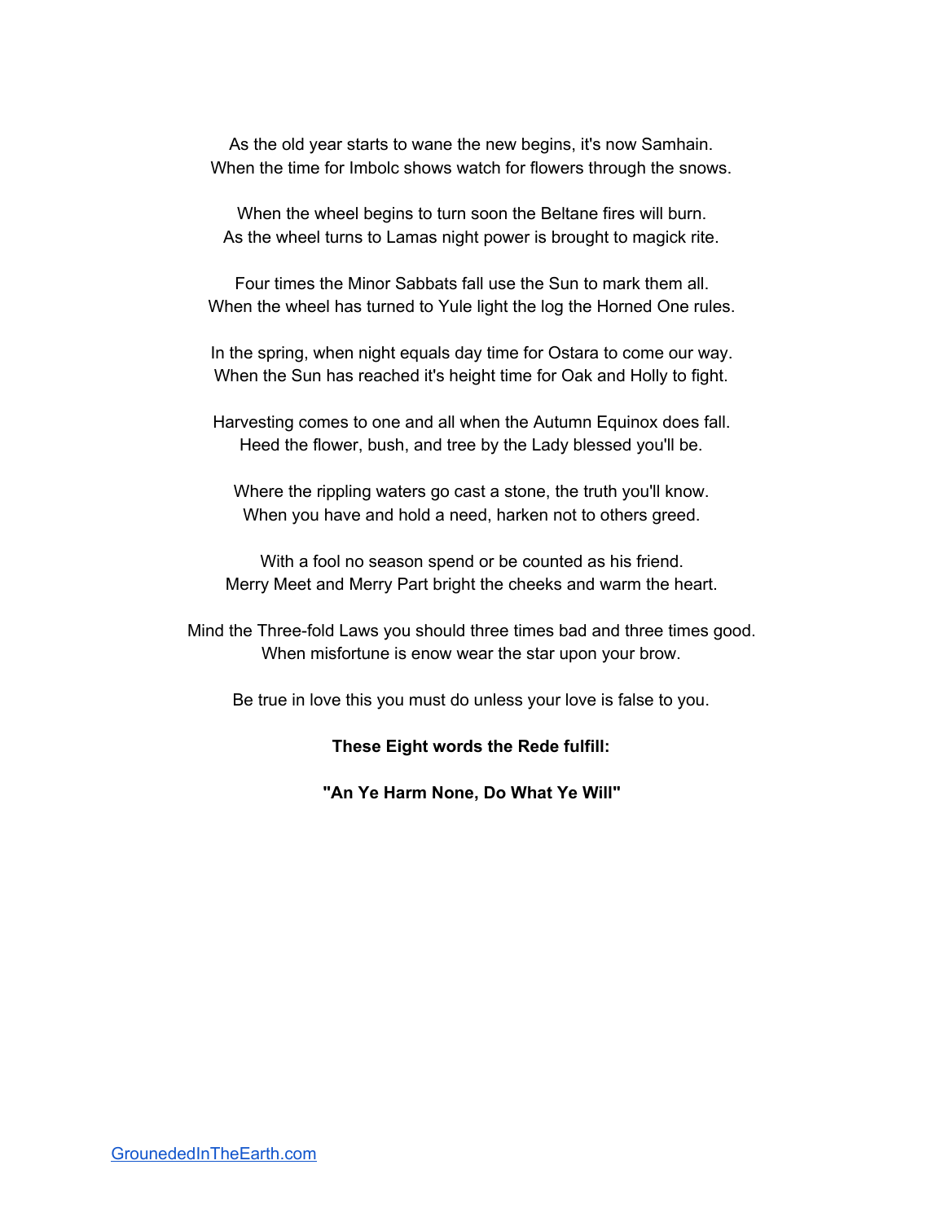As the old year starts to wane the new begins, it's now Samhain.
When the time for Imbolc shows watch for flowers through the snows.

When the wheel begins to turn soon the Beltane fires will burn.
As the wheel turns to Lamas night power is brought to magick rite.

Four times the Minor Sabbats fall use the Sun to mark them all.
When the wheel has turned to Yule light the log the Horned One rules.

In the spring, when night equals day time for Ostara to come our way.
When the Sun has reached it's height time for Oak and Holly to fight.

Harvesting comes to one and all when the Autumn Equinox does fall.
Heed the flower, bush, and tree by the Lady blessed you'll be.

Where the rippling waters go cast a stone, the truth you'll know.
When you have and hold a need, harken not to others greed.

With a fool no season spend or be counted as his friend.
Merry Meet and Merry Part bright the cheeks and warm the heart.

Mind the Three-fold Laws you should three times bad and three times good.
When misfortune is enow wear the star upon your brow.

Be true in love this you must do unless your love is false to you.

**These Eight words the Rede fulfill:**

**"An Ye Harm None, Do What Ye Will"**

[GrounededInTheEarth.com](GrounededInTheEarth.com)